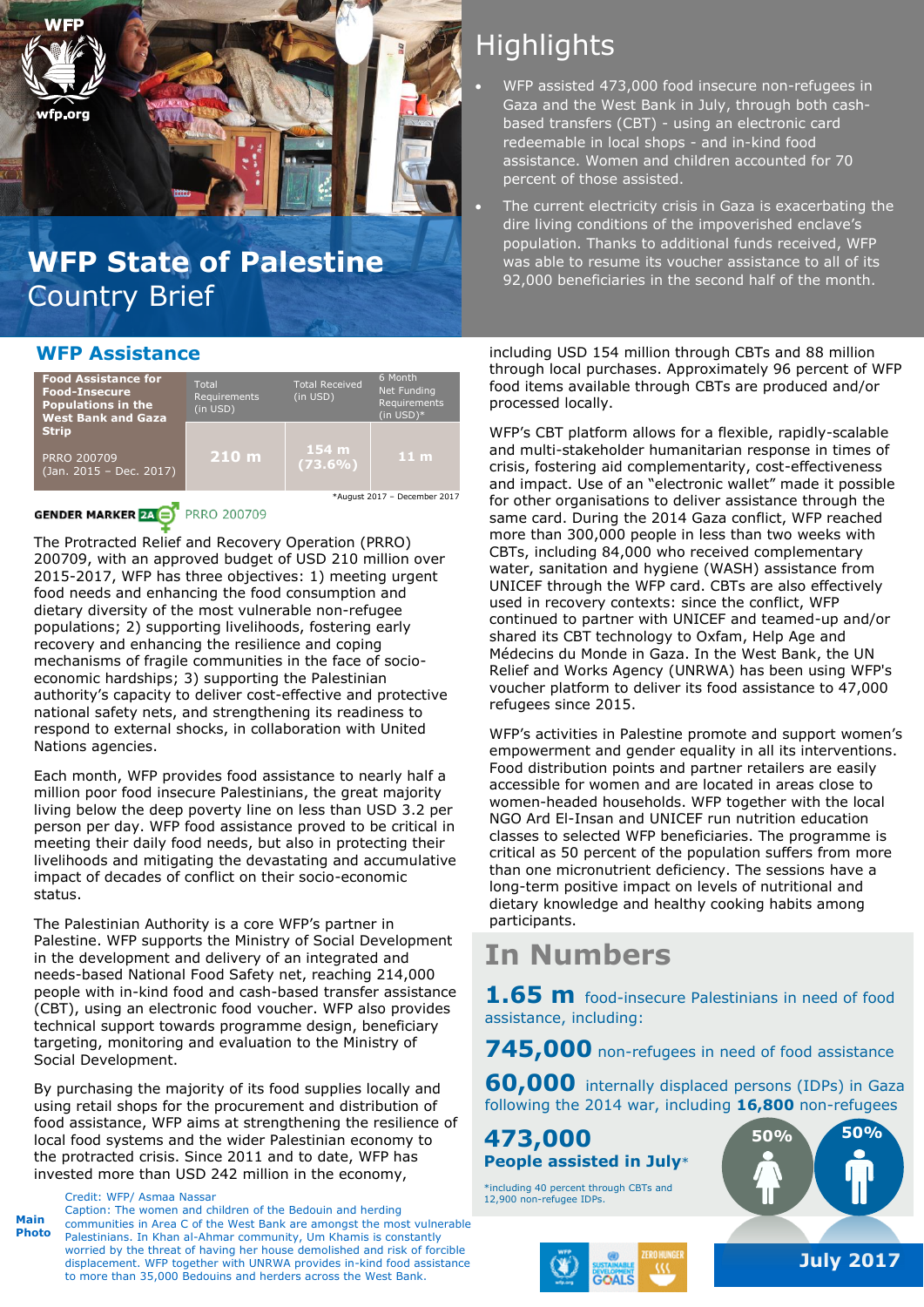# WFP State of Palestine Country Brief

## Highlights

- WFP assisted 473,000 food insecure non-refugees in Gaza and the West Bank in July, through both cash-based transfers (CBT) - using an electronic card redeemable in local shops - and in-kind food assistance. Women and children accounted for 70 percent of those assisted.
- The current electricity crisis in Gaza is exacerbating the dire living conditions of the impoverished enclave's population. Thanks to additional funds received, WFP was able to resume its voucher assistance to all of its 92,000 beneficiaries in the second half of the month.

## WFP Assistance

| Food Assistance for Food-Insecure Populations in the West Bank and Gaza Strip | Total Requirements (in USD) | Total Received (in USD) | 6 Month Net Funding Requirements (in USD)* |
|---|---|---|---|
| PRRO 200709 (Jan. 2015 – Dec. 2017) | 210 m | 154 m (73.6%) | 11 m |

*August 2017 – December 2017

GENDER MARKER 2A PRRO 200709

The Protracted Relief and Recovery Operation (PRRO) 200709, with an approved budget of USD 210 million over 2015-2017, WFP has three objectives: 1) meeting urgent food needs and enhancing the food consumption and dietary diversity of the most vulnerable non-refugee populations; 2) supporting livelihoods, fostering early recovery and enhancing the resilience and coping mechanisms of fragile communities in the face of socio-economic hardships; 3) supporting the Palestinian authority's capacity to deliver cost-effective and protective national safety nets, and strengthening its readiness to respond to external shocks, in collaboration with United Nations agencies.

Each month, WFP provides food assistance to nearly half a million poor food insecure Palestinians, the great majority living below the deep poverty line on less than USD 3.2 per person per day. WFP food assistance proved to be critical in meeting their daily food needs, but also in protecting their livelihoods and mitigating the devastating and accumulative impact of decades of conflict on their socio-economic status.

The Palestinian Authority is a core WFP's partner in Palestine. WFP supports the Ministry of Social Development in the development and delivery of an integrated and needs-based National Food Safety net, reaching 214,000 people with in-kind food and cash-based transfer assistance (CBT), using an electronic food voucher. WFP also provides technical support towards programme design, beneficiary targeting, monitoring and evaluation to the Ministry of Social Development.

By purchasing the majority of its food supplies locally and using retail shops for the procurement and distribution of food assistance, WFP aims at strengthening the resilience of local food systems and the wider Palestinian economy to the protracted crisis. Since 2011 and to date, WFP has invested more than USD 242 million in the economy, including USD 154 million through CBTs and 88 million through local purchases. Approximately 96 percent of WFP food items available through CBTs are produced and/or processed locally.

WFP's CBT platform allows for a flexible, rapidly-scalable and multi-stakeholder humanitarian response in times of crisis, fostering aid complementarity, cost-effectiveness and impact. Use of an "electronic wallet" made it possible for other organisations to deliver assistance through the same card. During the 2014 Gaza conflict, WFP reached more than 300,000 people in less than two weeks with CBTs, including 84,000 who received complementary water, sanitation and hygiene (WASH) assistance from UNICEF through the WFP card. CBTs are also effectively used in recovery contexts: since the conflict, WFP continued to partner with UNICEF and teamed-up and/or shared its CBT technology to Oxfam, Help Age and Médecins du Monde in Gaza. In the West Bank, the UN Relief and Works Agency (UNRWA) has been using WFP's voucher platform to deliver its food assistance to 47,000 refugees since 2015.

WFP's activities in Palestine promote and support women's empowerment and gender equality in all its interventions. Food distribution points and partner retailers are easily accessible for women and are located in areas close to women-headed households. WFP together with the local NGO Ard El-Insan and UNICEF run nutrition education classes to selected WFP beneficiaries. The programme is critical as 50 percent of the population suffers from more than one micronutrient deficiency. The sessions have a long-term positive impact on levels of nutritional and dietary knowledge and healthy cooking habits among participants.

**Main Photo** Credit: WFP/ Asmaa Nassar
Caption: The women and children of the Bedouin and herding communities in Area C of the West Bank are amongst the most vulnerable Palestinians. In Khan al-Ahmar community, Um Khamis is constantly worried by the threat of having her house demolished and risk of forcible displacement. WFP together with UNRWA provides in-kind food assistance to more than 35,000 Bedouins and herders across the West Bank.

## In Numbers

**1.65 m** food-insecure Palestinians in need of food assistance, including:

**745,000** non-refugees in need of food assistance

**60,000** internally displaced persons (IDPs) in Gaza following the 2014 war, including **16,800** non-refugees

**473,000**
**People assisted in July***

*including 40 percent through CBTs and 12,900 non-refugee IDPs.

50% 50%

July 2017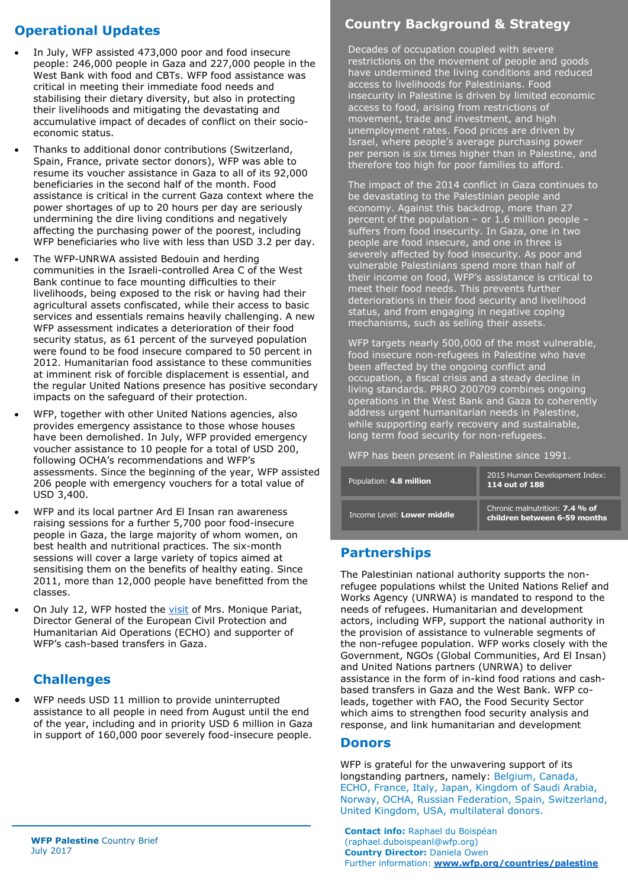## Operational Updates

- In July, WFP assisted 473,000 poor and food insecure people: 246,000 people in Gaza and 227,000 people in the West Bank with food and CBTs. WFP food assistance was critical in meeting their immediate food needs and stabilising their dietary diversity, but also in protecting their livelihoods and mitigating the devastating and accumulative impact of decades of conflict on their socio-economic status.
- Thanks to additional donor contributions (Switzerland, Spain, France, private sector donors), WFP was able to resume its voucher assistance in Gaza to all of its 92,000 beneficiaries in the second half of the month. Food assistance is critical in the current Gaza context where the power shortages of up to 20 hours per day are seriously undermining the dire living conditions and negatively affecting the purchasing power of the poorest, including WFP beneficiaries who live with less than USD 3.2 per day.
- The WFP-UNRWA assisted Bedouin and herding communities in the Israeli-controlled Area C of the West Bank continue to face mounting difficulties to their livelihoods, being exposed to the risk or having had their agricultural assets confiscated, while their access to basic services and essentials remains heavily challenging. A new WFP assessment indicates a deterioration of their food security status, as 61 percent of the surveyed population were found to be food insecure compared to 50 percent in 2012. Humanitarian food assistance to these communities at imminent risk of forcible displacement is essential, and the regular United Nations presence has positive secondary impacts on the safeguard of their protection.
- WFP, together with other United Nations agencies, also provides emergency assistance to those whose houses have been demolished. In July, WFP provided emergency voucher assistance to 10 people for a total of USD 200, following OCHA's recommendations and WFP's assessments. Since the beginning of the year, WFP assisted 206 people with emergency vouchers for a total value of USD 3,400.
- WFP and its local partner Ard El Insan ran awareness raising sessions for a further 5,700 poor food-insecure people in Gaza, the large majority of whom women, on best health and nutritional practices. The six-month sessions will cover a large variety of topics aimed at sensitising them on the benefits of healthy eating. Since 2011, more than 12,000 people have benefitted from the classes.
- On July 12, WFP hosted the visit of Mrs. Monique Pariat, Director General of the European Civil Protection and Humanitarian Aid Operations (ECHO) and supporter of WFP's cash-based transfers in Gaza.

## Challenges

- WFP needs USD 11 million to provide uninterrupted assistance to all people in need from August until the end of the year, including and in priority USD 6 million in Gaza in support of 160,000 poor severely food-insecure people.

## Country Background & Strategy

Decades of occupation coupled with severe restrictions on the movement of people and goods have undermined the living conditions and reduced access to livelihoods for Palestinians. Food insecurity in Palestine is driven by limited economic access to food, arising from restrictions of movement, trade and investment, and high unemployment rates. Food prices are driven by Israel, where people's average purchasing power per person is six times higher than in Palestine, and therefore too high for poor families to afford.

The impact of the 2014 conflict in Gaza continues to be devastating to the Palestinian people and economy. Against this backdrop, more than 27 percent of the population – or 1.6 million people – suffers from food insecurity. In Gaza, one in two people are food insecure, and one in three is severely affected by food insecurity. As poor and vulnerable Palestinians spend more than half of their income on food, WFP's assistance is critical to meet their food needs. This prevents further deteriorations in their food security and livelihood status, and from engaging in negative coping mechanisms, such as selling their assets.

WFP targets nearly 500,000 of the most vulnerable, food insecure non-refugees in Palestine who have been affected by the ongoing conflict and occupation, a fiscal crisis and a steady decline in living standards. PRRO 200709 combines ongoing operations in the West Bank and Gaza to coherently address urgent humanitarian needs in Palestine, while supporting early recovery and sustainable, long term food security for non-refugees.

WFP has been present in Palestine since 1991.

| | |
|---|---|
| Population: **4.8 million** | 2015 Human Development Index: **114 out of 188** |
| Income Level: **Lower middle** | Chronic malnutrition: **7.4 % of children between 6-59 months** |

## Partnerships

The Palestinian national authority supports the non-refugee populations whilst the United Nations Relief and Works Agency (UNRWA) is mandated to respond to the needs of refugees. Humanitarian and development actors, including WFP, support the national authority in the provision of assistance to vulnerable segments of the non-refugee population. WFP works closely with the Government, NGOs (Global Communities, Ard El Insan) and United Nations partners (UNRWA) to deliver assistance in the form of in-kind food rations and cash-based transfers in Gaza and the West Bank. WFP co-leads, together with FAO, the Food Security Sector which aims to strengthen food security analysis and response, and link humanitarian and development

## Donors

WFP is grateful for the unwavering support of its longstanding partners, namely: Belgium, Canada, ECHO, France, Italy, Japan, Kingdom of Saudi Arabia, Norway, OCHA, Russian Federation, Spain, Switzerland, United Kingdom, USA, multilateral donors.

**Contact info:** Raphael du Boispéan (raphael.duboispeanl@wfp.org)
**Country Director:** Daniela Owen
Further information: **www.wfp.org/countries/palestine**